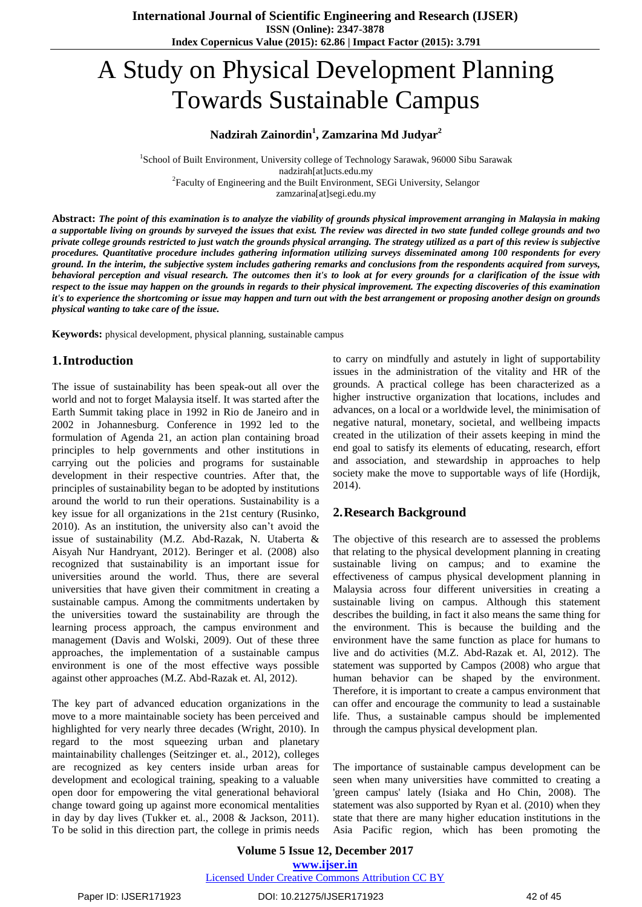# A Study on Physical Development Planning Towards Sustainable Campus

**Nadzirah Zainordin[1], Zamzarina Md Judyar[2]**

[1]School of Built Environment, University college of Technology Sarawak, 96000 Sibu Sarawak
nadzirah[at]ucts.edu.my
[2]Faculty of Engineering and the Built Environment, SEGi University, Selangor
zamzarina[at]segi.edu.my

**Abstract:** ***The point of this examination is to analyze the viability of grounds physical improvement arranging in Malaysia in making a supportable living on grounds by surveyed the issues that exist. The review was directed in two state funded college grounds and two private college grounds restricted to just watch the grounds physical arranging. The strategy utilized as a part of this review is subjective procedures. Quantitative procedure includes gathering information utilizing surveys disseminated among 100 respondents for every ground. In the interim, the subjective system includes gathering remarks and conclusions from the respondents acquired from surveys, behavioral perception and visual research. The outcomes then it's to look at for every grounds for a clarification of the issue with respect to the issue may happen on the grounds in regards to their physical improvement. The expecting discoveries of this examination it's to experience the shortcoming or issue may happen and turn out with the best arrangement or proposing another design on grounds physical wanting to take care of the issue.***

**Keywords:** physical development, physical planning, sustainable campus

## 1. Introduction

The issue of sustainability has been speak-out all over the world and not to forget Malaysia itself. It was started after the Earth Summit taking place in 1992 in Rio de Janeiro and in 2002 in Johannesburg. Conference in 1992 led to the formulation of Agenda 21, an action plan containing broad principles to help governments and other institutions in carrying out the policies and programs for sustainable development in their respective countries. After that, the principles of sustainability began to be adopted by institutions around the world to run their operations. Sustainability is a key issue for all organizations in the 21st century (Rusinko, 2010). As an institution, the university also can't avoid the issue of sustainability (M.Z. Abd-Razak, N. Utaberta & Aisyah Nur Handryant, 2012). Beringer et al. (2008) also recognized that sustainability is an important issue for universities around the world. Thus, there are several universities that have given their commitment in creating a sustainable campus. Among the commitments undertaken by the universities toward the sustainability are through the learning process approach, the campus environment and management (Davis and Wolski, 2009). Out of these three approaches, the implementation of a sustainable campus environment is one of the most effective ways possible against other approaches (M.Z. Abd-Razak et. Al, 2012).

The key part of advanced education organizations in the move to a more maintainable society has been perceived and highlighted for very nearly three decades (Wright, 2010). In regard to the most squeezing urban and planetary maintainability challenges (Seitzinger et. al., 2012), colleges are recognized as key centers inside urban areas for development and ecological training, speaking to a valuable open door for empowering the vital generational behavioral change toward going up against more economical mentalities in day by day lives (Tukker et. al., 2008 & Jackson, 2011). To be solid in this direction part, the college in primis needs to carry on mindfully and astutely in light of supportability issues in the administration of the vitality and HR of the grounds. A practical college has been characterized as a higher instructive organization that locations, includes and advances, on a local or a worldwide level, the minimisation of negative natural, monetary, societal, and wellbeing impacts created in the utilization of their assets keeping in mind the end goal to satisfy its elements of educating, research, effort and association, and stewardship in approaches to help society make the move to supportable ways of life (Hordijk, 2014).

## 2. Research Background

The objective of this research are to assessed the problems that relating to the physical development planning in creating sustainable living on campus; and to examine the effectiveness of campus physical development planning in Malaysia across four different universities in creating a sustainable living on campus. Although this statement describes the building, in fact it also means the same thing for the environment. This is because the building and the environment have the same function as place for humans to live and do activities (M.Z. Abd-Razak et. Al, 2012). The statement was supported by Campos (2008) who argue that human behavior can be shaped by the environment. Therefore, it is important to create a campus environment that can offer and encourage the community to lead a sustainable life. Thus, a sustainable campus should be implemented through the campus physical development plan.

The importance of sustainable campus development can be seen when many universities have committed to creating a 'green campus' lately (Isiaka and Ho Chin, 2008). The statement was also supported by Ryan et al. (2010) when they state that there are many higher education institutions in the Asia Pacific region, which has been promoting the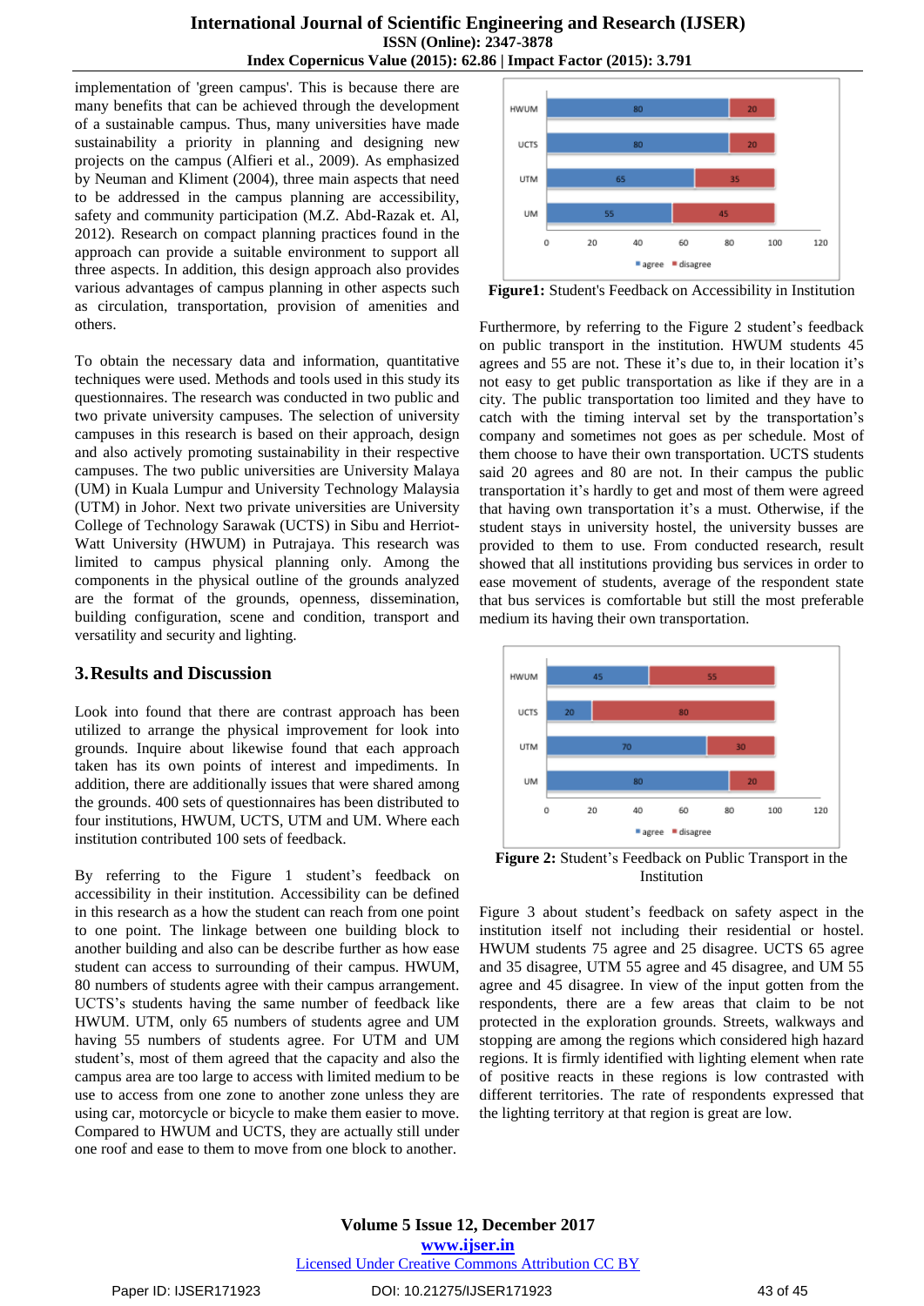implementation of 'green campus'. This is because there are many benefits that can be achieved through the development of a sustainable campus. Thus, many universities have made sustainability a priority in planning and designing new projects on the campus (Alfieri et al., 2009). As emphasized by Neuman and Kliment (2004), three main aspects that need to be addressed in the campus planning are accessibility, safety and community participation (M.Z. Abd-Razak et. Al, 2012). Research on compact planning practices found in the approach can provide a suitable environment to support all three aspects. In addition, this design approach also provides various advantages of campus planning in other aspects such as circulation, transportation, provision of amenities and others.

To obtain the necessary data and information, quantitative techniques were used. Methods and tools used in this study its questionnaires. The research was conducted in two public and two private university campuses. The selection of university campuses in this research is based on their approach, design and also actively promoting sustainability in their respective campuses. The two public universities are University Malaya (UM) in Kuala Lumpur and University Technology Malaysia (UTM) in Johor. Next two private universities are University College of Technology Sarawak (UCTS) in Sibu and Herriot-Watt University (HWUM) in Putrajaya. This research was limited to campus physical planning only. Among the components in the physical outline of the grounds analyzed are the format of the grounds, openness, dissemination, building configuration, scene and condition, transport and versatility and security and lighting.

## 3. Results and Discussion

Look into found that there are contrast approach has been utilized to arrange the physical improvement for look into grounds. Inquire about likewise found that each approach taken has its own points of interest and impediments. In addition, there are additionally issues that were shared among the grounds. 400 sets of questionnaires has been distributed to four institutions, HWUM, UCTS, UTM and UM. Where each institution contributed 100 sets of feedback.

By referring to the Figure 1 student's feedback on accessibility in their institution. Accessibility can be defined in this research as a how the student can reach from one point to one point. The linkage between one building block to another building and also can be describe further as how ease student can access to surrounding of their campus. HWUM, 80 numbers of students agree with their campus arrangement. UCTS's students having the same number of feedback like HWUM. UTM, only 65 numbers of students agree and UM having 55 numbers of students agree. For UTM and UM student's, most of them agreed that the capacity and also the campus area are too large to access with limited medium to be use to access from one zone to another zone unless they are using car, motorcycle or bicycle to make them easier to move. Compared to HWUM and UCTS, they are actually still under one roof and ease to them to move from one block to another.

| | agree | disagree |
|---|---|---|
| HWUM | 80 | 20 |
| UCTS | 80 | 20 |
| UTM | 65 | 35 |
| UM | 55 | 45 |

**Figure1:** Student's Feedback on Accessibility in Institution

Furthermore, by referring to the Figure 2 student's feedback on public transport in the institution. HWUM students 45 agrees and 55 are not. These it's due to, in their location it's not easy to get public transportation as like if they are in a city. The public transportation too limited and they have to catch with the timing interval set by the transportation's company and sometimes not goes as per schedule. Most of them choose to have their own transportation. UCTS students said 20 agrees and 80 are not. In their campus the public transportation it's hardly to get and most of them were agreed that having own transportation it's a must. Otherwise, if the student stays in university hostel, the university busses are provided to them to use. From conducted research, result showed that all institutions providing bus services in order to ease movement of students, average of the respondent state that bus services is comfortable but still the most preferable medium its having their own transportation.

| | agree | disagree |
|---|---|---|
| HWUM | 45 | 55 |
| UCTS | 20 | 80 |
| UTM | 70 | 30 |
| UM | 80 | 20 |

**Figure 2:** Student's Feedback on Public Transport in the Institution

Figure 3 about student's feedback on safety aspect in the institution itself not including their residential or hostel. HWUM students 75 agree and 25 disagree. UCTS 65 agree and 35 disagree, UTM 55 agree and 45 disagree, and UM 55 agree and 45 disagree. In view of the input gotten from the respondents, there are a few areas that claim to be not protected in the exploration grounds. Streets, walkways and stopping are among the regions which considered high hazard regions. It is firmly identified with lighting element when rate of positive reacts in these regions is low contrasted with different territories. The rate of respondents expressed that the lighting territory at that region is great are low.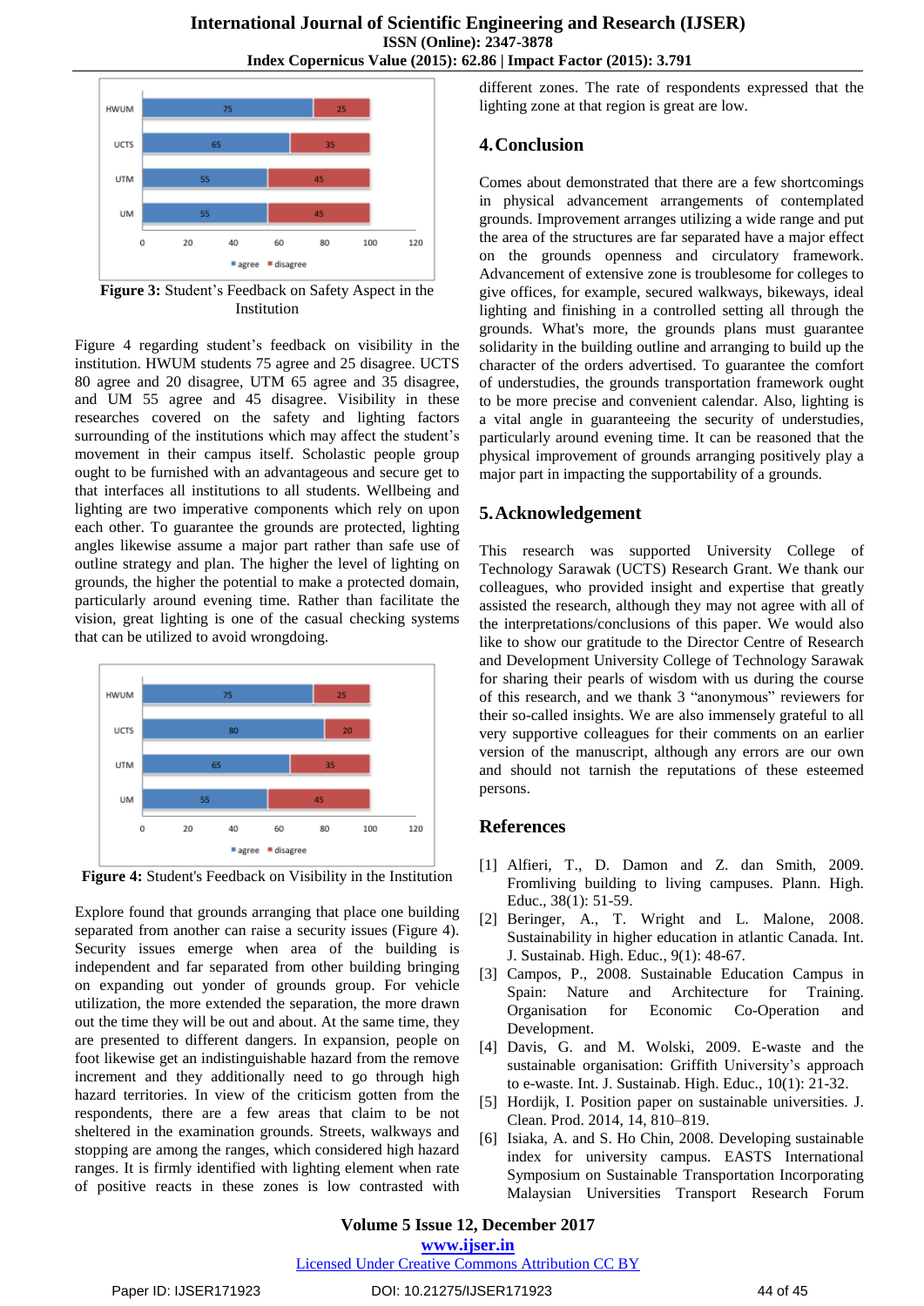Figure 3: Student's Feedback on Safety Aspect in the Institution

Figure 4 regarding student's feedback on visibility in the institution. HWUM students 75 agree and 25 disagree. UCTS 80 agree and 20 disagree, UTM 65 agree and 35 disagree, and UM 55 agree and 45 disagree. Visibility in these researches covered on the safety and lighting factors surrounding of the institutions which may affect the student's movement in their campus itself. Scholastic people group ought to be furnished with an advantageous and secure get to that interfaces all institutions to all students. Wellbeing and lighting are two imperative components which rely on upon each other. To guarantee the grounds are protected, lighting angles likewise assume a major part rather than safe use of outline strategy and plan. The higher the level of lighting on grounds, the higher the potential to make a protected domain, particularly around evening time. Rather than facilitate the vision, great lighting is one of the casual checking systems that can be utilized to avoid wrongdoing.

Figure 4: Student's Feedback on Visibility in the Institution

Explore found that grounds arranging that place one building separated from another can raise a security issues (Figure 4). Security issues emerge when area of the building is independent and far separated from other building bringing on expanding out yonder of grounds group. For vehicle utilization, the more extended the separation, the more drawn out the time they will be out and about. At the same time, they are presented to different dangers. In expansion, people on foot likewise get an indistinguishable hazard from the remove increment and they additionally need to go through high hazard territories. In view of the criticism gotten from the respondents, there are a few areas that claim to be not sheltered in the examination grounds. Streets, walkways and stopping are among the ranges, which considered high hazard ranges. It is firmly identified with lighting element when rate of positive reacts in these zones is low contrasted with different zones. The rate of respondents expressed that the lighting zone at that region is great are low.

## 4. Conclusion

Comes about demonstrated that there are a few shortcomings in physical advancement arrangements of contemplated grounds. Improvement arranges utilizing a wide range and put the area of the structures are far separated have a major effect on the grounds openness and circulatory framework. Advancement of extensive zone is troublesome for colleges to give offices, for example, secured walkways, bikeways, ideal lighting and finishing in a controlled setting all through the grounds. What's more, the grounds plans must guarantee solidarity in the building outline and arranging to build up the character of the orders advertised. To guarantee the comfort of understudies, the grounds transportation framework ought to be more precise and convenient calendar. Also, lighting is a vital angle in guaranteeing the security of understudies, particularly around evening time. It can be reasoned that the physical improvement of grounds arranging positively play a major part in impacting the supportability of a grounds.

## 5. Acknowledgement

This research was supported University College of Technology Sarawak (UCTS) Research Grant. We thank our colleagues, who provided insight and expertise that greatly assisted the research, although they may not agree with all of the interpretations/conclusions of this paper. We would also like to show our gratitude to the Director Centre of Research and Development University College of Technology Sarawak for sharing their pearls of wisdom with us during the course of this research, and we thank 3 "anonymous" reviewers for their so-called insights. We are also immensely grateful to all very supportive colleagues for their comments on an earlier version of the manuscript, although any errors are our own and should not tarnish the reputations of these esteemed persons.

## References

[1] Alfieri, T., D. Damon and Z. dan Smith, 2009. Fromliving building to living campuses. Plann. High. Educ., 38(1): 51-59.

[2] Beringer, A., T. Wright and L. Malone, 2008. Sustainability in higher education in atlantic Canada. Int. J. Sustainab. High. Educ., 9(1): 48-67.

[3] Campos, P., 2008. Sustainable Education Campus in Spain: Nature and Architecture for Training. Organisation for Economic Co-Operation and Development.

[4] Davis, G. and M. Wolski, 2009. E-waste and the sustainable organisation: Griffith University's approach to e-waste. Int. J. Sustainab. High. Educ., 10(1): 21-32.

[5] Hordijk, I. Position paper on sustainable universities. J. Clean. Prod. 2014, 14, 810–819.

[6] Isiaka, A. and S. Ho Chin, 2008. Developing sustainable index for university campus. EASTS International Symposium on Sustainable Transportation Incorporating Malaysian Universities Transport Research Forum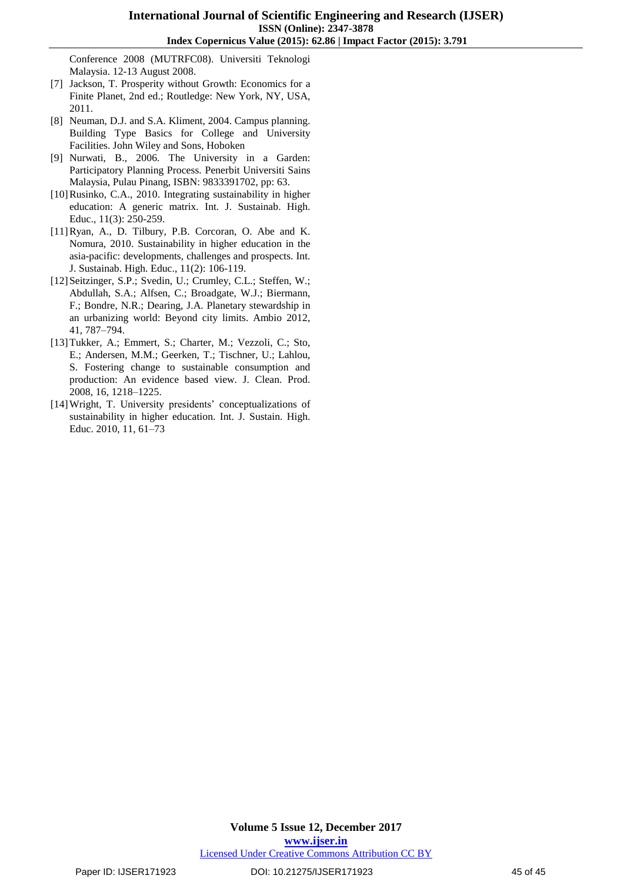Conference 2008 (MUTRFC08). Universiti Teknologi Malaysia. 12-13 August 2008.

[7] Jackson, T. Prosperity without Growth: Economics for a Finite Planet, 2nd ed.; Routledge: New York, NY, USA, 2011.

[8] Neuman, D.J. and S.A. Kliment, 2004. Campus planning. Building Type Basics for College and University Facilities. John Wiley and Sons, Hoboken

[9] Nurwati, B., 2006. The University in a Garden: Participatory Planning Process. Penerbit Universiti Sains Malaysia, Pulau Pinang, ISBN: 9833391702, pp: 63.

[10] Rusinko, C.A., 2010. Integrating sustainability in higher education: A generic matrix. Int. J. Sustainab. High. Educ., 11(3): 250-259.

[11] Ryan, A., D. Tilbury, P.B. Corcoran, O. Abe and K. Nomura, 2010. Sustainability in higher education in the asia-pacific: developments, challenges and prospects. Int. J. Sustainab. High. Educ., 11(2): 106-119.

[12] Seitzinger, S.P.; Svedin, U.; Crumley, C.L.; Steffen, W.; Abdullah, S.A.; Alfsen, C.; Broadgate, W.J.; Biermann, F.; Bondre, N.R.; Dearing, J.A. Planetary stewardship in an urbanizing world: Beyond city limits. Ambio 2012, 41, 787–794.

[13] Tukker, A.; Emmert, S.; Charter, M.; Vezzoli, C.; Sto, E.; Andersen, M.M.; Geerken, T.; Tischner, U.; Lahlou, S. Fostering change to sustainable consumption and production: An evidence based view. J. Clean. Prod. 2008, 16, 1218–1225.

[14] Wright, T. University presidents' conceptualizations of sustainability in higher education. Int. J. Sustain. High. Educ. 2010, 11, 61–73